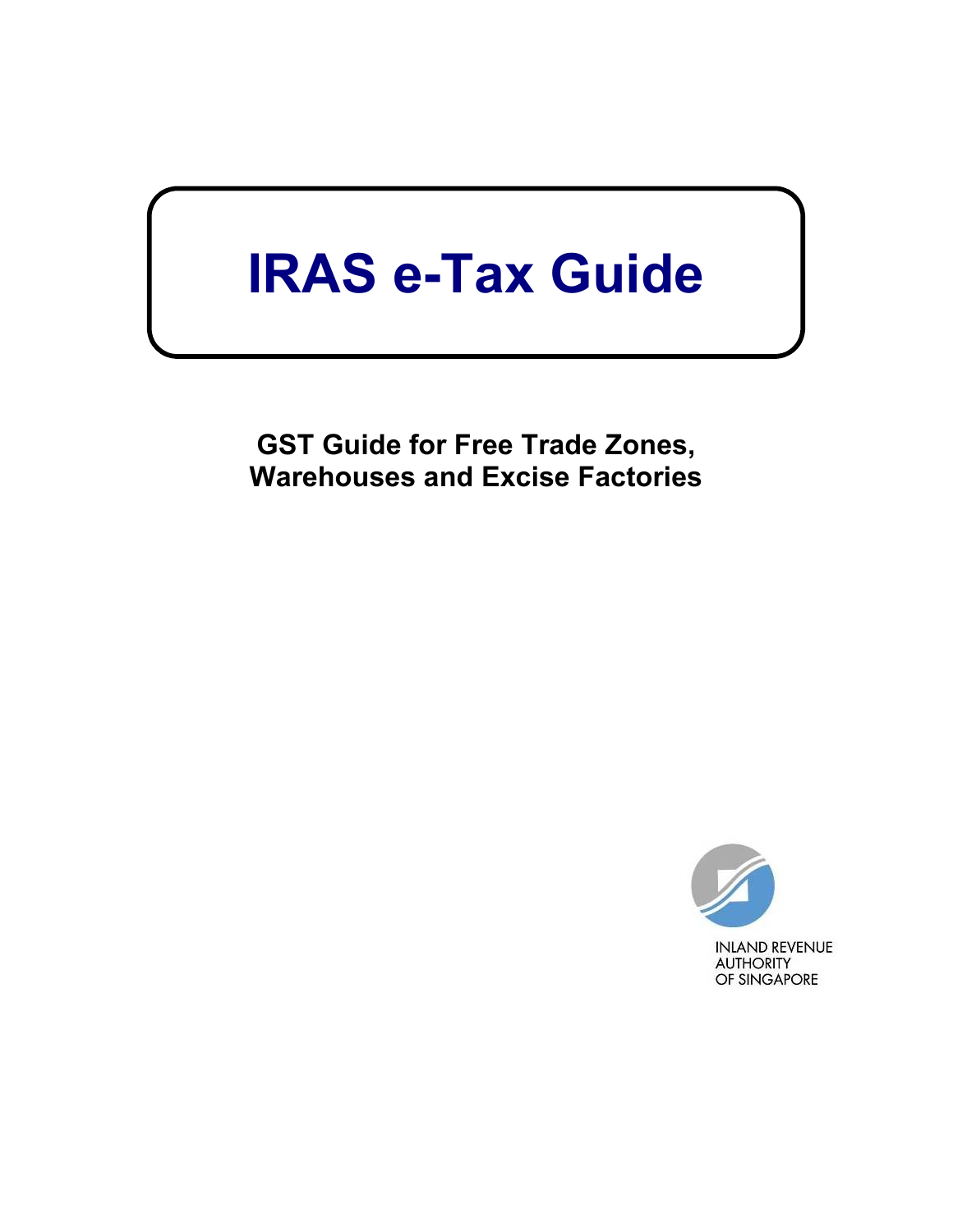# IRAS e-Tax Guide

## GST Guide for Free Trade Zones, Warehouses and Excise Factories

INLAND REVENUE AUTHORITY OF SINGAPORE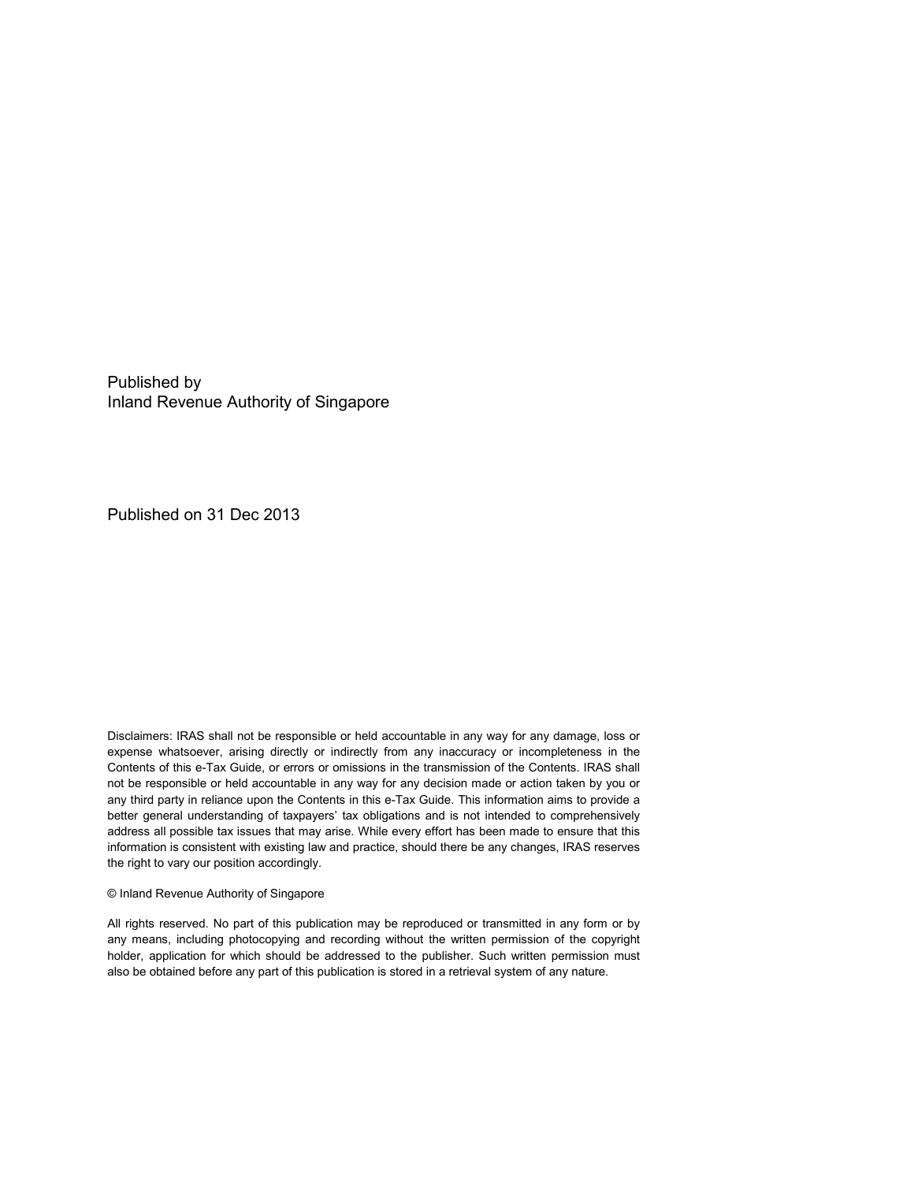Published by
Inland Revenue Authority of Singapore

Published on 31 Dec 2013

Disclaimers: IRAS shall not be responsible or held accountable in any way for any damage, loss or expense whatsoever, arising directly or indirectly from any inaccuracy or incompleteness in the Contents of this e-Tax Guide, or errors or omissions in the transmission of the Contents. IRAS shall not be responsible or held accountable in any way for any decision made or action taken by you or any third party in reliance upon the Contents in this e-Tax Guide. This information aims to provide a better general understanding of taxpayers' tax obligations and is not intended to comprehensively address all possible tax issues that may arise. While every effort has been made to ensure that this information is consistent with existing law and practice, should there be any changes, IRAS reserves the right to vary our position accordingly.

© Inland Revenue Authority of Singapore

All rights reserved. No part of this publication may be reproduced or transmitted in any form or by any means, including photocopying and recording without the written permission of the copyright holder, application for which should be addressed to the publisher. Such written permission must also be obtained before any part of this publication is stored in a retrieval system of any nature.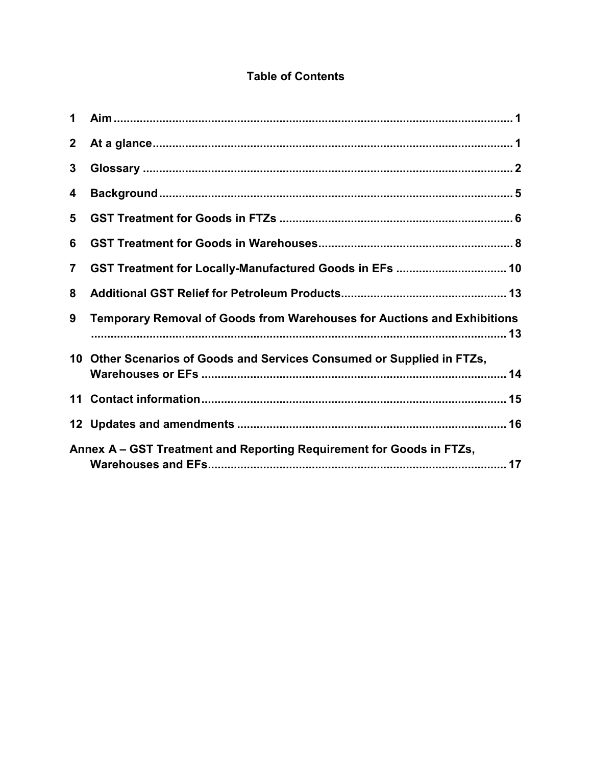# Table of Contents

1 Aim ... 1

2 At a glance ... 1

3 Glossary ... 2

4 Background ... 5

5 GST Treatment for Goods in FTZs ... 6

6 GST Treatment for Goods in Warehouses ... 8

7 GST Treatment for Locally-Manufactured Goods in EFs ... 10

8 Additional GST Relief for Petroleum Products ... 13

9 Temporary Removal of Goods from Warehouses for Auctions and Exhibitions ... 13

10 Other Scenarios of Goods and Services Consumed or Supplied in FTZs, Warehouses or EFs ... 14

11 Contact information ... 15

12 Updates and amendments ... 16

Annex A – GST Treatment and Reporting Requirement for Goods in FTZs, Warehouses and EFs ... 17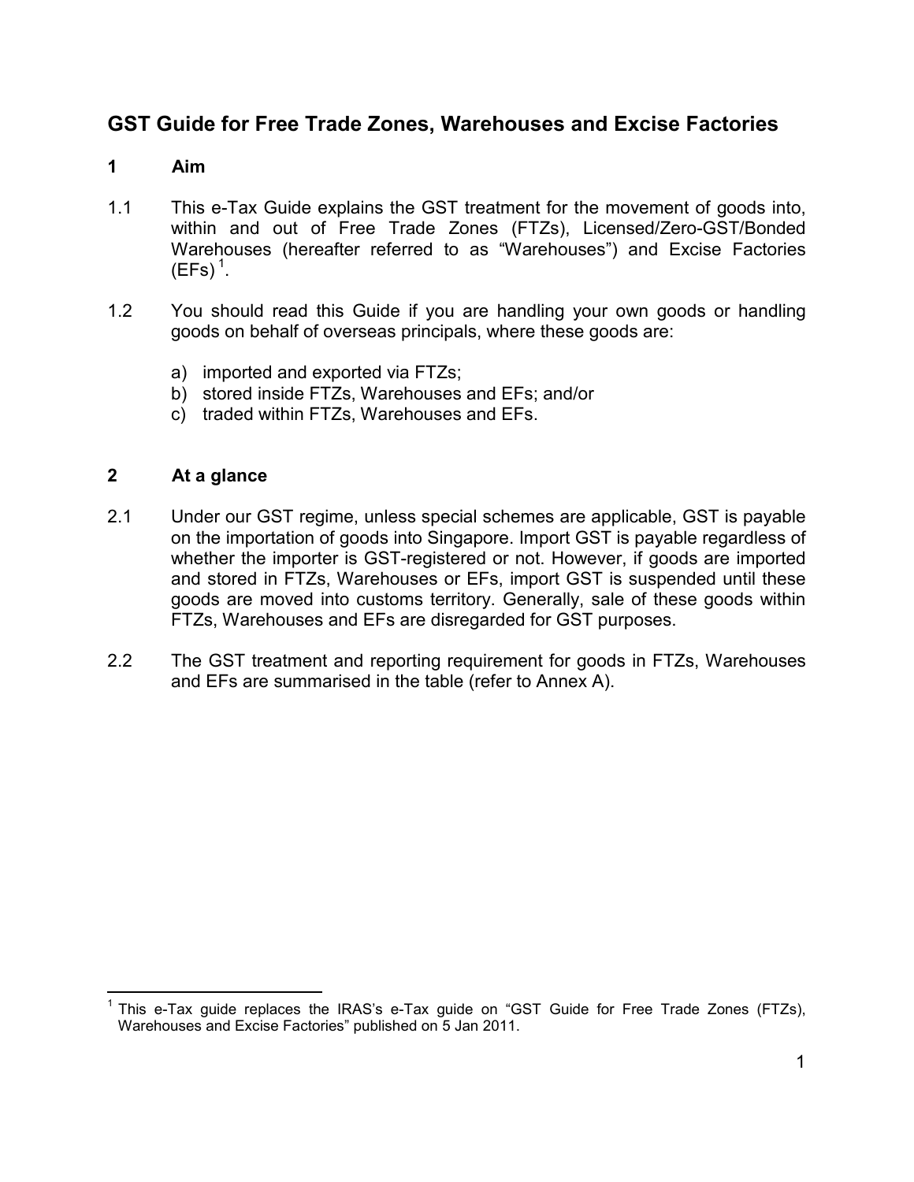## GST Guide for Free Trade Zones, Warehouses and Excise Factories

### 1 Aim

1.1 This e-Tax Guide explains the GST treatment for the movement of goods into, within and out of Free Trade Zones (FTZs), Licensed/Zero-GST/Bonded Warehouses (hereafter referred to as "Warehouses") and Excise Factories (EFs) [1].

1.2 You should read this Guide if you are handling your own goods or handling goods on behalf of overseas principals, where these goods are:

a) imported and exported via FTZs;
b) stored inside FTZs, Warehouses and EFs; and/or
c) traded within FTZs, Warehouses and EFs.

### 2 At a glance

2.1 Under our GST regime, unless special schemes are applicable, GST is payable on the importation of goods into Singapore. Import GST is payable regardless of whether the importer is GST-registered or not. However, if goods are imported and stored in FTZs, Warehouses or EFs, import GST is suspended until these goods are moved into customs territory. Generally, sale of these goods within FTZs, Warehouses and EFs are disregarded for GST purposes.

2.2 The GST treatment and reporting requirement for goods in FTZs, Warehouses and EFs are summarised in the table (refer to Annex A).

[1] This e-Tax guide replaces the IRAS's e-Tax guide on "GST Guide for Free Trade Zones (FTZs), Warehouses and Excise Factories" published on 5 Jan 2011.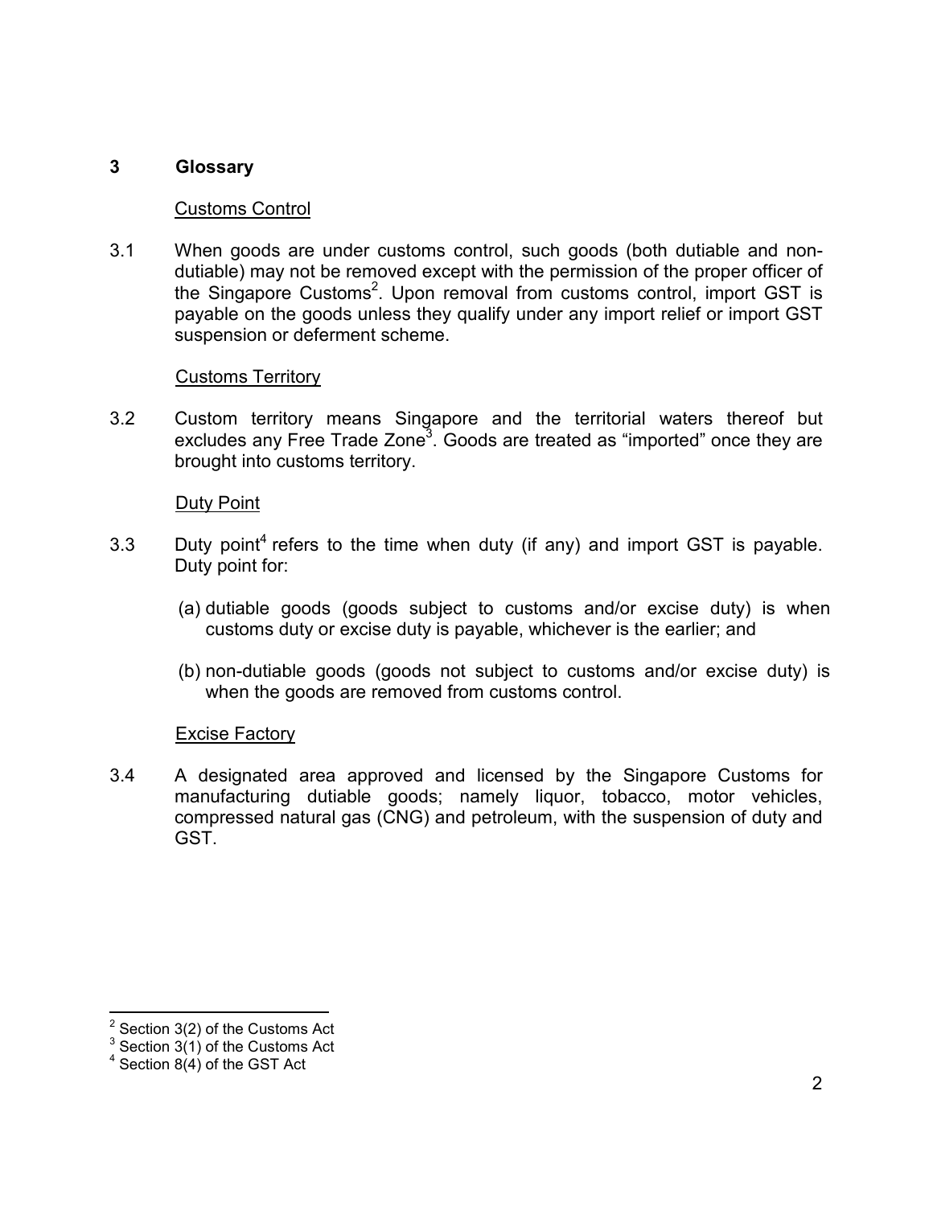## 3 Glossary

Customs Control

3.1 When goods are under customs control, such goods (both dutiable and non-dutiable) may not be removed except with the permission of the proper officer of the Singapore Customs[2]. Upon removal from customs control, import GST is payable on the goods unless they qualify under any import relief or import GST suspension or deferment scheme.

Customs Territory

3.2 Custom territory means Singapore and the territorial waters thereof but excludes any Free Trade Zone[3]. Goods are treated as "imported" once they are brought into customs territory.

Duty Point

3.3 Duty point[4] refers to the time when duty (if any) and import GST is payable. Duty point for:

(a) dutiable goods (goods subject to customs and/or excise duty) is when customs duty or excise duty is payable, whichever is the earlier; and

(b) non-dutiable goods (goods not subject to customs and/or excise duty) is when the goods are removed from customs control.

Excise Factory

3.4 A designated area approved and licensed by the Singapore Customs for manufacturing dutiable goods; namely liquor, tobacco, motor vehicles, compressed natural gas (CNG) and petroleum, with the suspension of duty and GST.

---

[2] Section 3(2) of the Customs Act

[3] Section 3(1) of the Customs Act

[4] Section 8(4) of the GST Act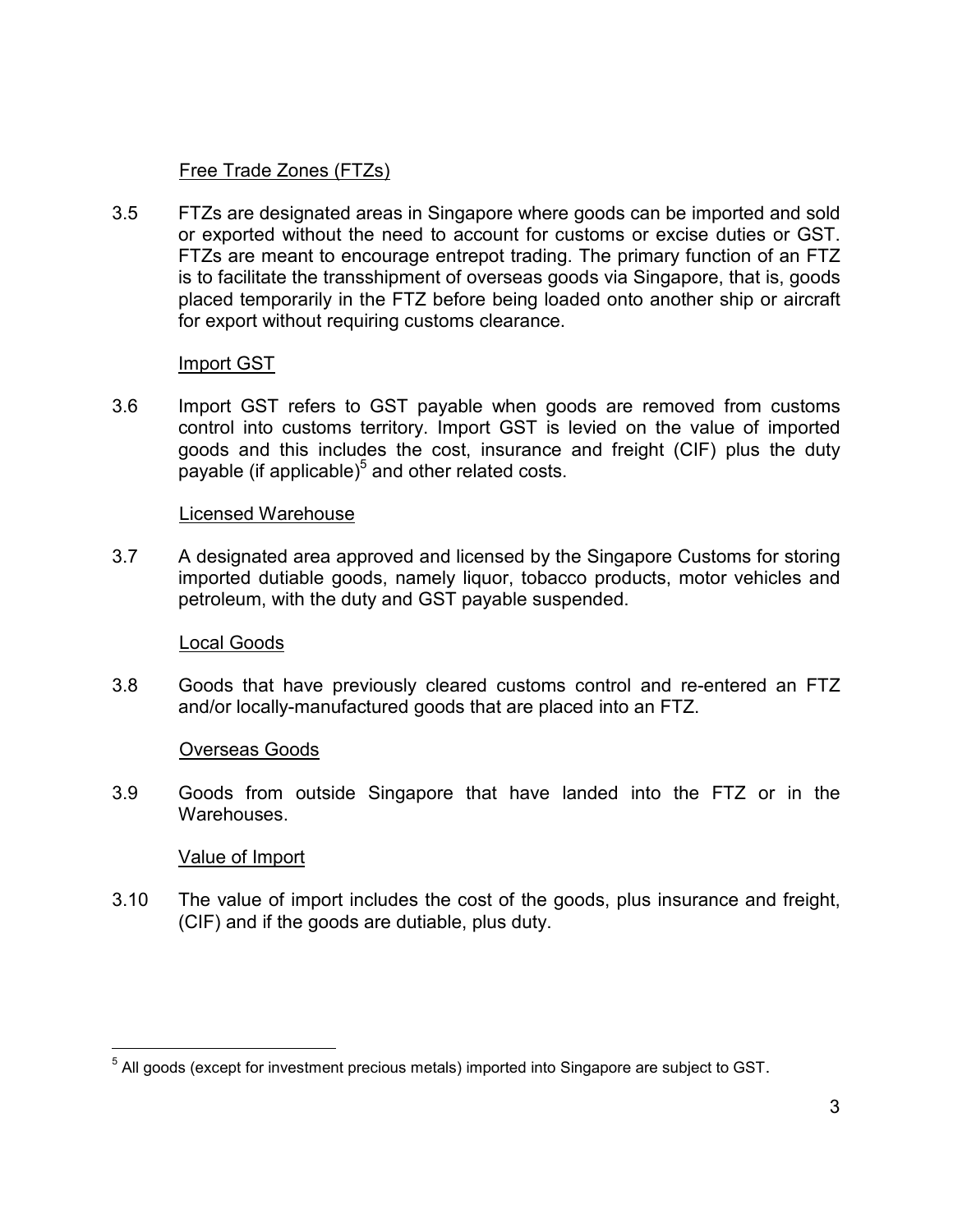Free Trade Zones (FTZs)

3.5 FTZs are designated areas in Singapore where goods can be imported and sold or exported without the need to account for customs or excise duties or GST. FTZs are meant to encourage entrepot trading. The primary function of an FTZ is to facilitate the transshipment of overseas goods via Singapore, that is, goods placed temporarily in the FTZ before being loaded onto another ship or aircraft for export without requiring customs clearance.

Import GST

3.6 Import GST refers to GST payable when goods are removed from customs control into customs territory. Import GST is levied on the value of imported goods and this includes the cost, insurance and freight (CIF) plus the duty payable (if applicable)[5] and other related costs.

Licensed Warehouse

3.7 A designated area approved and licensed by the Singapore Customs for storing imported dutiable goods, namely liquor, tobacco products, motor vehicles and petroleum, with the duty and GST payable suspended.

Local Goods

3.8 Goods that have previously cleared customs control and re-entered an FTZ and/or locally-manufactured goods that are placed into an FTZ.

Overseas Goods

3.9 Goods from outside Singapore that have landed into the FTZ or in the Warehouses.

Value of Import

3.10 The value of import includes the cost of the goods, plus insurance and freight, (CIF) and if the goods are dutiable, plus duty.

---

[5] All goods (except for investment precious metals) imported into Singapore are subject to GST.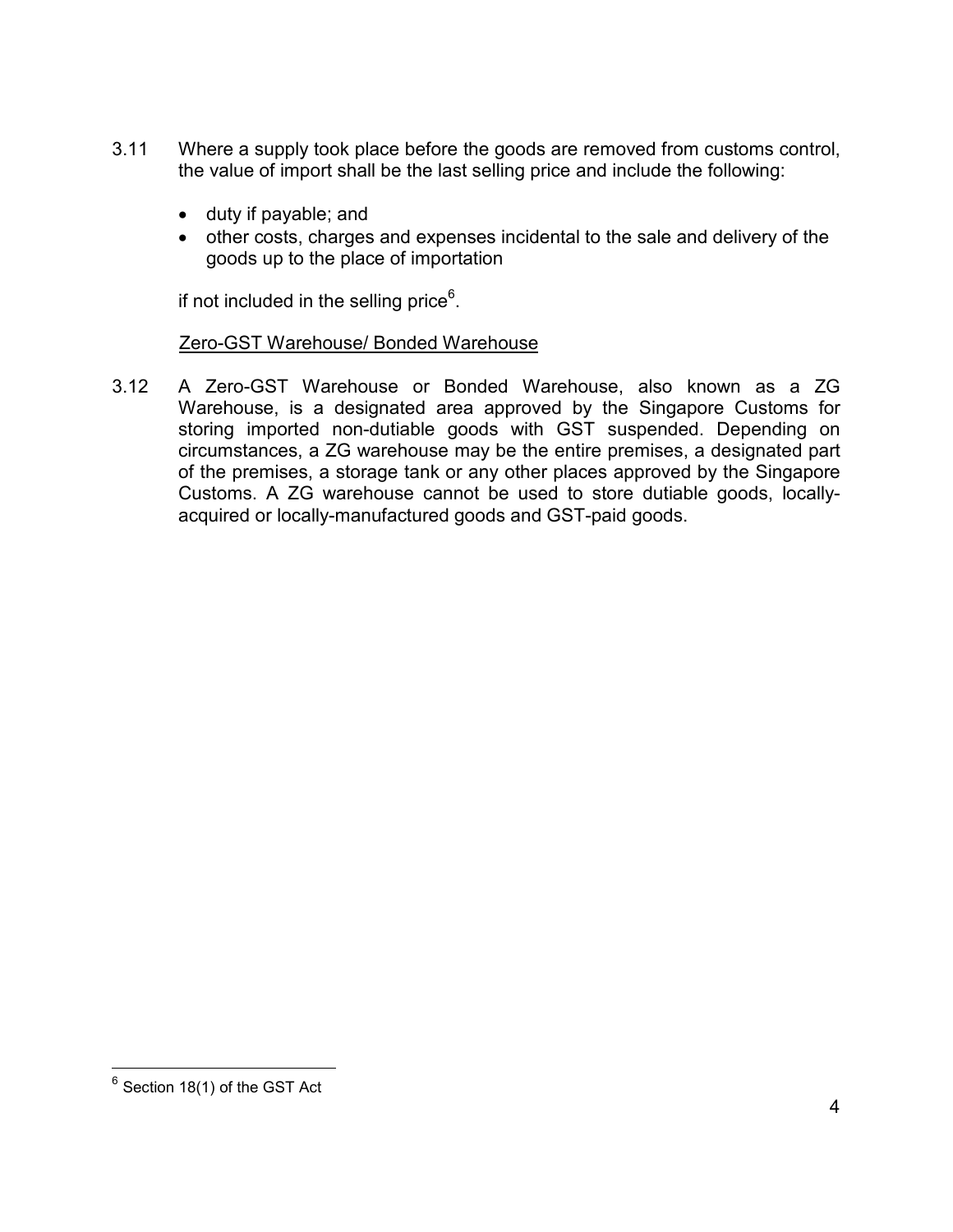3.11 Where a supply took place before the goods are removed from customs control, the value of import shall be the last selling price and include the following:

- duty if payable; and
- other costs, charges and expenses incidental to the sale and delivery of the goods up to the place of importation

if not included in the selling price[6].

Zero-GST Warehouse/ Bonded Warehouse

3.12 A Zero-GST Warehouse or Bonded Warehouse, also known as a ZG Warehouse, is a designated area approved by the Singapore Customs for storing imported non-dutiable goods with GST suspended. Depending on circumstances, a ZG warehouse may be the entire premises, a designated part of the premises, a storage tank or any other places approved by the Singapore Customs. A ZG warehouse cannot be used to store dutiable goods, locally-acquired or locally-manufactured goods and GST-paid goods.

---

[6] Section 18(1) of the GST Act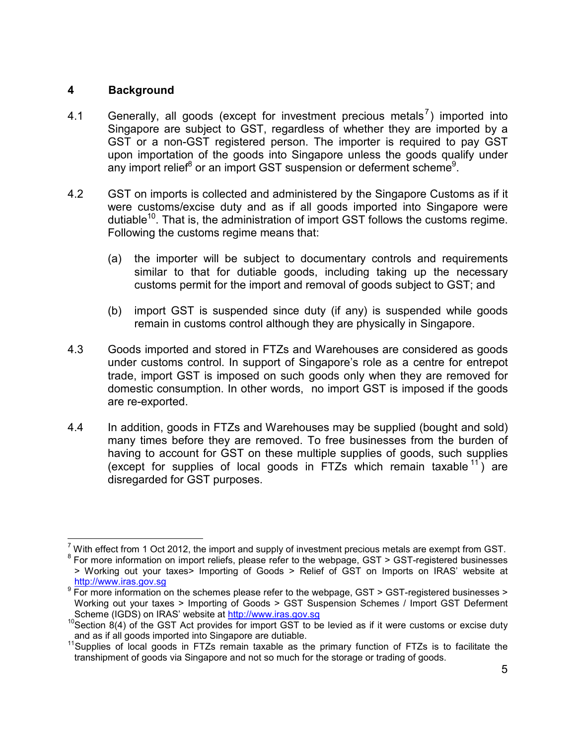## 4 Background

4.1 Generally, all goods (except for investment precious metals[7]) imported into Singapore are subject to GST, regardless of whether they are imported by a GST or a non-GST registered person. The importer is required to pay GST upon importation of the goods into Singapore unless the goods qualify under any import relief[8] or an import GST suspension or deferment scheme[9].

4.2 GST on imports is collected and administered by the Singapore Customs as if it were customs/excise duty and as if all goods imported into Singapore were dutiable[10]. That is, the administration of import GST follows the customs regime. Following the customs regime means that:

(a) the importer will be subject to documentary controls and requirements similar to that for dutiable goods, including taking up the necessary customs permit for the import and removal of goods subject to GST; and

(b) import GST is suspended since duty (if any) is suspended while goods remain in customs control although they are physically in Singapore.

4.3 Goods imported and stored in FTZs and Warehouses are considered as goods under customs control. In support of Singapore's role as a centre for entrepot trade, import GST is imposed on such goods only when they are removed for domestic consumption. In other words, no import GST is imposed if the goods are re-exported.

4.4 In addition, goods in FTZs and Warehouses may be supplied (bought and sold) many times before they are removed. To free businesses from the burden of having to account for GST on these multiple supplies of goods, such supplies (except for supplies of local goods in FTZs which remain taxable[11]) are disregarded for GST purposes.

---

[7] With effect from 1 Oct 2012, the import and supply of investment precious metals are exempt from GST.

[8] For more information on import reliefs, please refer to the webpage, GST > GST-registered businesses > Working out your taxes> Importing of Goods > Relief of GST on Imports on IRAS' website at http://www.iras.gov.sg

[9] For more information on the schemes please refer to the webpage, GST > GST-registered businesses > Working out your taxes > Importing of Goods > GST Suspension Schemes / Import GST Deferment Scheme (IGDS) on IRAS' website at http://www.iras.gov.sg

[10] Section 8(4) of the GST Act provides for import GST to be levied as if it were customs or excise duty and as if all goods imported into Singapore are dutiable.

[11] Supplies of local goods in FTZs remain taxable as the primary function of FTZs is to facilitate the transhipment of goods via Singapore and not so much for the storage or trading of goods.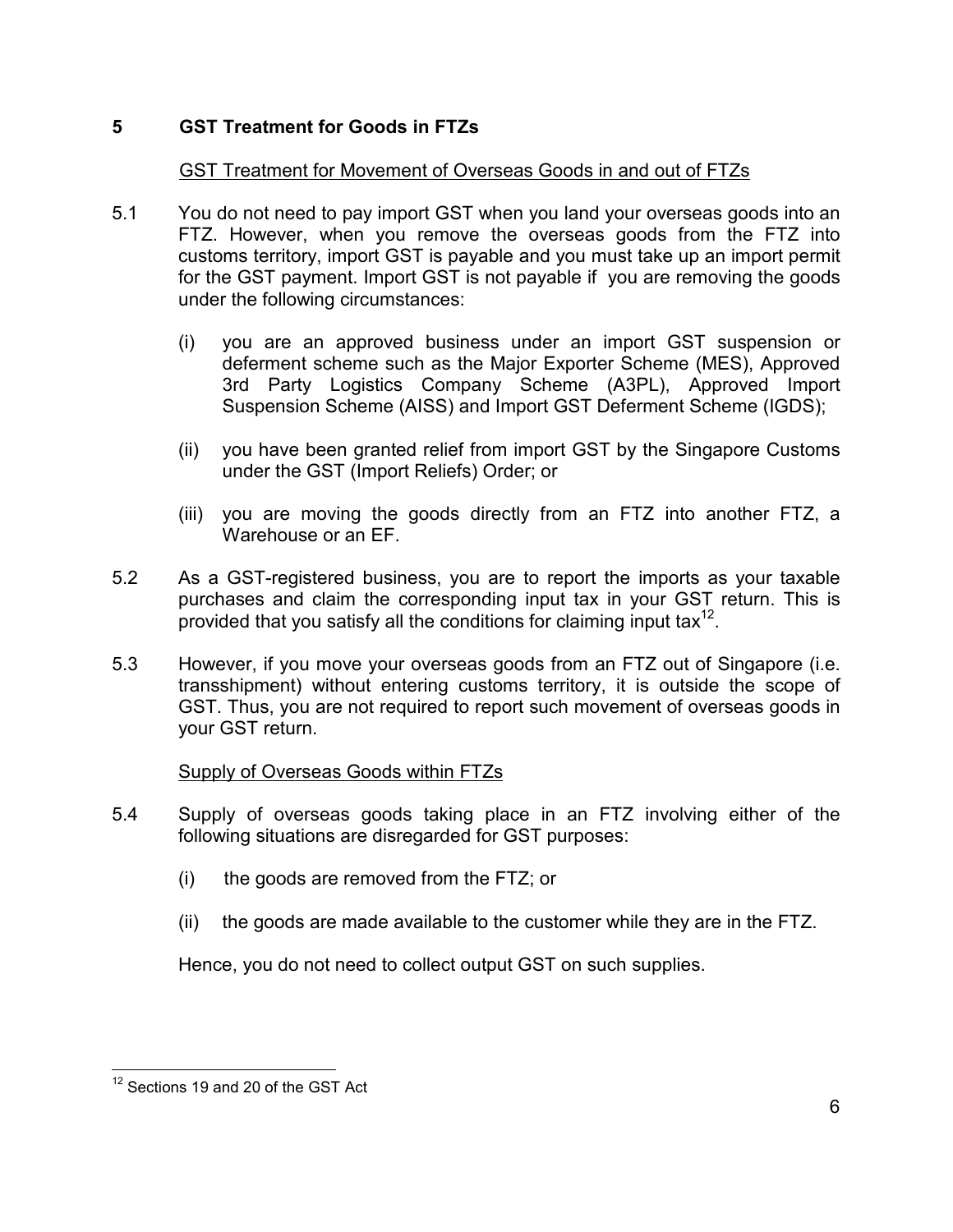## 5 GST Treatment for Goods in FTZs

GST Treatment for Movement of Overseas Goods in and out of FTZs

5.1 You do not need to pay import GST when you land your overseas goods into an FTZ. However, when you remove the overseas goods from the FTZ into customs territory, import GST is payable and you must take up an import permit for the GST payment. Import GST is not payable if you are removing the goods under the following circumstances:

(i) you are an approved business under an import GST suspension or deferment scheme such as the Major Exporter Scheme (MES), Approved 3rd Party Logistics Company Scheme (A3PL), Approved Import Suspension Scheme (AISS) and Import GST Deferment Scheme (IGDS);

(ii) you have been granted relief from import GST by the Singapore Customs under the GST (Import Reliefs) Order; or

(iii) you are moving the goods directly from an FTZ into another FTZ, a Warehouse or an EF.

5.2 As a GST-registered business, you are to report the imports as your taxable purchases and claim the corresponding input tax in your GST return. This is provided that you satisfy all the conditions for claiming input tax[12].

5.3 However, if you move your overseas goods from an FTZ out of Singapore (i.e. transshipment) without entering customs territory, it is outside the scope of GST. Thus, you are not required to report such movement of overseas goods in your GST return.

Supply of Overseas Goods within FTZs

5.4 Supply of overseas goods taking place in an FTZ involving either of the following situations are disregarded for GST purposes:

(i) the goods are removed from the FTZ; or

(ii) the goods are made available to the customer while they are in the FTZ.

Hence, you do not need to collect output GST on such supplies.

[12] Sections 19 and 20 of the GST Act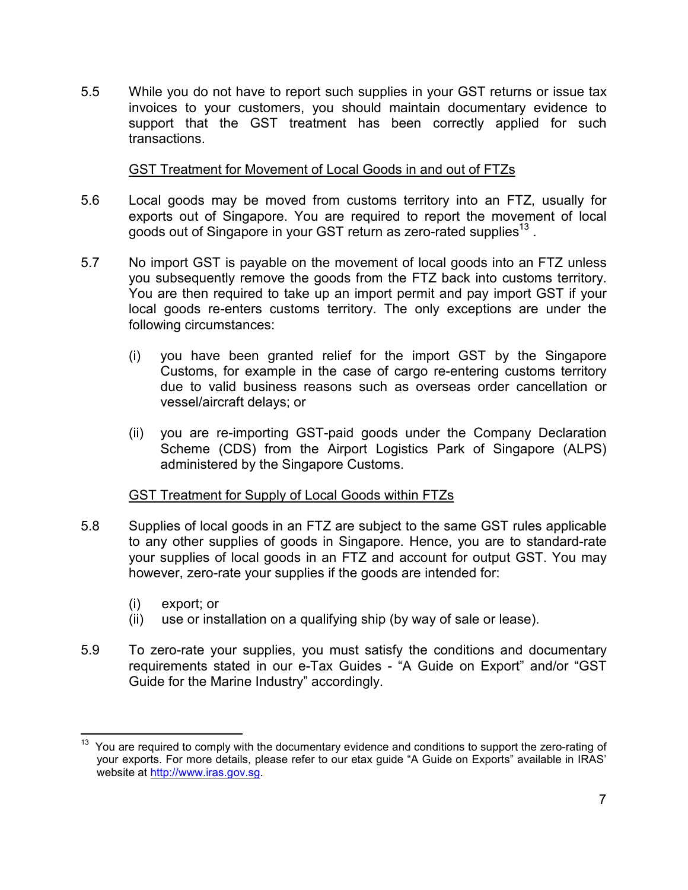5.5 While you do not have to report such supplies in your GST returns or issue tax invoices to your customers, you should maintain documentary evidence to support that the GST treatment has been correctly applied for such transactions.

### GST Treatment for Movement of Local Goods in and out of FTZs

5.6 Local goods may be moved from customs territory into an FTZ, usually for exports out of Singapore. You are required to report the movement of local goods out of Singapore in your GST return as zero-rated supplies[13] .

5.7 No import GST is payable on the movement of local goods into an FTZ unless you subsequently remove the goods from the FTZ back into customs territory. You are then required to take up an import permit and pay import GST if your local goods re-enters customs territory. The only exceptions are under the following circumstances:

(i) you have been granted relief for the import GST by the Singapore Customs, for example in the case of cargo re-entering customs territory due to valid business reasons such as overseas order cancellation or vessel/aircraft delays; or

(ii) you are re-importing GST-paid goods under the Company Declaration Scheme (CDS) from the Airport Logistics Park of Singapore (ALPS) administered by the Singapore Customs.

### GST Treatment for Supply of Local Goods within FTZs

5.8 Supplies of local goods in an FTZ are subject to the same GST rules applicable to any other supplies of goods in Singapore. Hence, you are to standard-rate your supplies of local goods in an FTZ and account for output GST. You may however, zero-rate your supplies if the goods are intended for:

(i) export; or
(ii) use or installation on a qualifying ship (by way of sale or lease).

5.9 To zero-rate your supplies, you must satisfy the conditions and documentary requirements stated in our e-Tax Guides - "A Guide on Export" and/or "GST Guide for the Marine Industry" accordingly.

---

[13] You are required to comply with the documentary evidence and conditions to support the zero-rating of your exports. For more details, please refer to our etax guide "A Guide on Exports" available in IRAS' website at http://www.iras.gov.sg.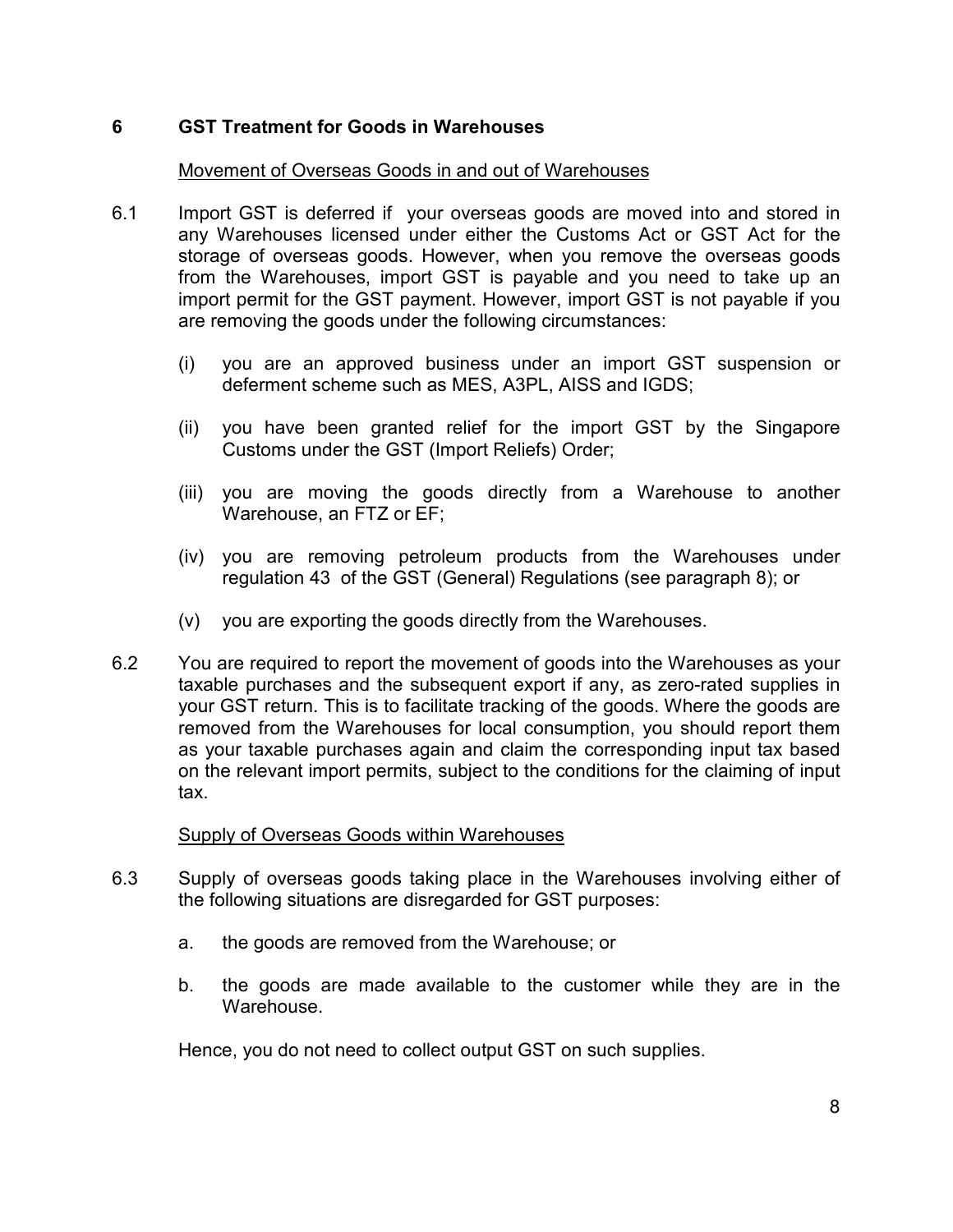## 6 GST Treatment for Goods in Warehouses

Movement of Overseas Goods in and out of Warehouses

6.1 Import GST is deferred if your overseas goods are moved into and stored in any Warehouses licensed under either the Customs Act or GST Act for the storage of overseas goods. However, when you remove the overseas goods from the Warehouses, import GST is payable and you need to take up an import permit for the GST payment. However, import GST is not payable if you are removing the goods under the following circumstances:

(i) you are an approved business under an import GST suspension or deferment scheme such as MES, A3PL, AISS and IGDS;

(ii) you have been granted relief for the import GST by the Singapore Customs under the GST (Import Reliefs) Order;

(iii) you are moving the goods directly from a Warehouse to another Warehouse, an FTZ or EF;

(iv) you are removing petroleum products from the Warehouses under regulation 43 of the GST (General) Regulations (see paragraph 8); or

(v) you are exporting the goods directly from the Warehouses.

6.2 You are required to report the movement of goods into the Warehouses as your taxable purchases and the subsequent export if any, as zero-rated supplies in your GST return. This is to facilitate tracking of the goods. Where the goods are removed from the Warehouses for local consumption, you should report them as your taxable purchases again and claim the corresponding input tax based on the relevant import permits, subject to the conditions for the claiming of input tax.

Supply of Overseas Goods within Warehouses

6.3 Supply of overseas goods taking place in the Warehouses involving either of the following situations are disregarded for GST purposes:

a. the goods are removed from the Warehouse; or

b. the goods are made available to the customer while they are in the Warehouse.

Hence, you do not need to collect output GST on such supplies.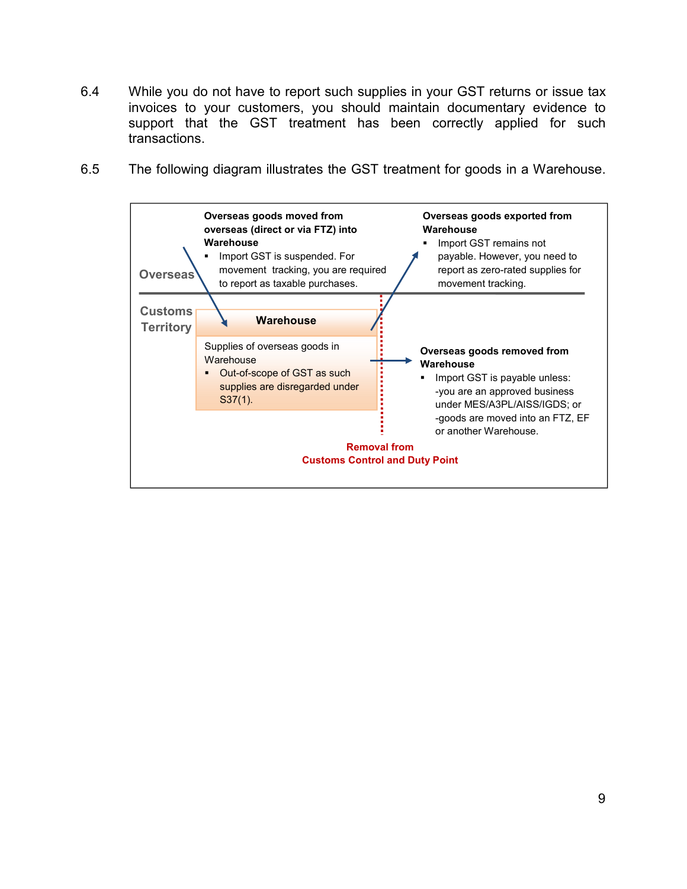6.4 While you do not have to report such supplies in your GST returns or issue tax invoices to your customers, you should maintain documentary evidence to support that the GST treatment has been correctly applied for such transactions.

6.5 The following diagram illustrates the GST treatment for goods in a Warehouse.

Overseas

**Overseas goods moved from overseas (direct or via FTZ) into Warehouse**

- Import GST is suspended. For movement tracking, you are required to report as taxable purchases.

**Overseas goods exported from Warehouse**

- Import GST remains not payable. However, you need to report as zero-rated supplies for movement tracking.

Customs Territory

**Warehouse**

Supplies of overseas goods in Warehouse

- Out-of-scope of GST as such supplies are disregarded under S37(1).

**Overseas goods removed from Warehouse**

- Import GST is payable unless:
  -you are an approved business under MES/A3PL/AISS/IGDS; or
  -goods are moved into an FTZ, EF or another Warehouse.

**Removal from Customs Control and Duty Point**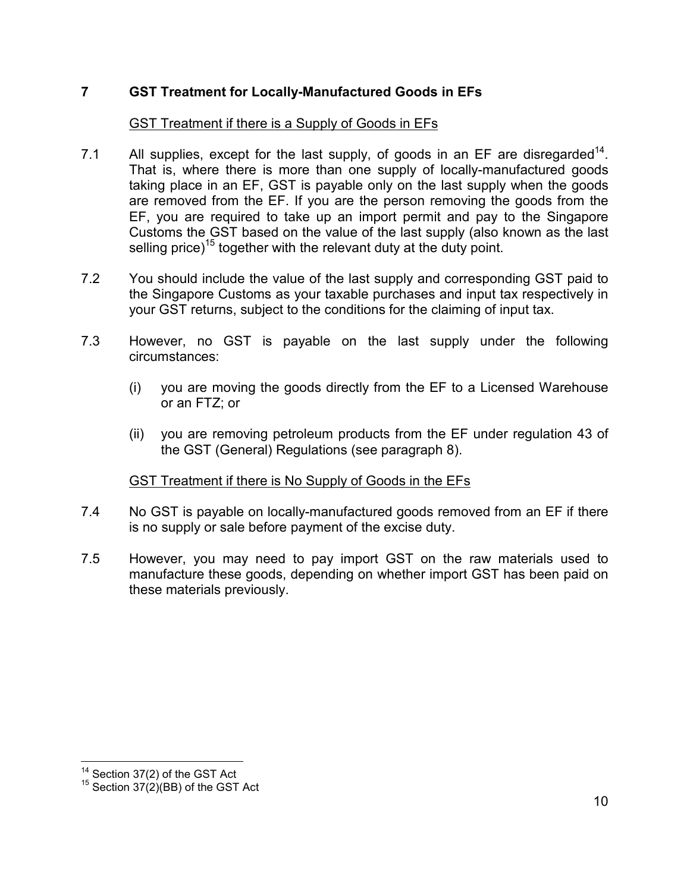## 7 GST Treatment for Locally-Manufactured Goods in EFs

<u>GST Treatment if there is a Supply of Goods in EFs</u>

7.1 All supplies, except for the last supply, of goods in an EF are disregarded[14]. That is, where there is more than one supply of locally-manufactured goods taking place in an EF, GST is payable only on the last supply when the goods are removed from the EF. If you are the person removing the goods from the EF, you are required to take up an import permit and pay to the Singapore Customs the GST based on the value of the last supply (also known as the last selling price)[15] together with the relevant duty at the duty point.

7.2 You should include the value of the last supply and corresponding GST paid to the Singapore Customs as your taxable purchases and input tax respectively in your GST returns, subject to the conditions for the claiming of input tax.

7.3 However, no GST is payable on the last supply under the following circumstances:

(i) you are moving the goods directly from the EF to a Licensed Warehouse or an FTZ; or

(ii) you are removing petroleum products from the EF under regulation 43 of the GST (General) Regulations (see paragraph 8).

<u>GST Treatment if there is No Supply of Goods in the EFs</u>

7.4 No GST is payable on locally-manufactured goods removed from an EF if there is no supply or sale before payment of the excise duty.

7.5 However, you may need to pay import GST on the raw materials used to manufacture these goods, depending on whether import GST has been paid on these materials previously.

---

[14] Section 37(2) of the GST Act

[15] Section 37(2)(BB) of the GST Act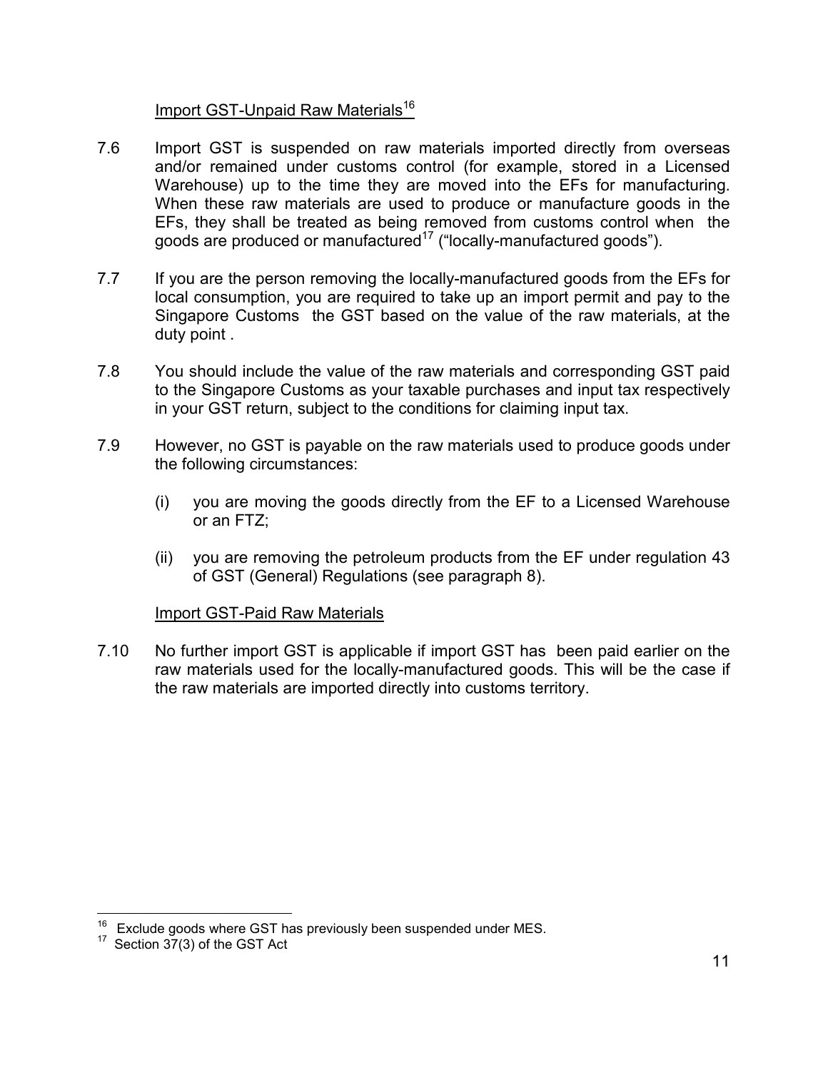Import GST-Unpaid Raw Materials[16]

7.6 Import GST is suspended on raw materials imported directly from overseas and/or remained under customs control (for example, stored in a Licensed Warehouse) up to the time they are moved into the EFs for manufacturing. When these raw materials are used to produce or manufacture goods in the EFs, they shall be treated as being removed from customs control when the goods are produced or manufactured[17] ("locally-manufactured goods").

7.7 If you are the person removing the locally-manufactured goods from the EFs for local consumption, you are required to take up an import permit and pay to the Singapore Customs the GST based on the value of the raw materials, at the duty point .

7.8 You should include the value of the raw materials and corresponding GST paid to the Singapore Customs as your taxable purchases and input tax respectively in your GST return, subject to the conditions for claiming input tax.

7.9 However, no GST is payable on the raw materials used to produce goods under the following circumstances:

(i) you are moving the goods directly from the EF to a Licensed Warehouse or an FTZ;

(ii) you are removing the petroleum products from the EF under regulation 43 of GST (General) Regulations (see paragraph 8).

Import GST-Paid Raw Materials

7.10 No further import GST is applicable if import GST has been paid earlier on the raw materials used for the locally-manufactured goods. This will be the case if the raw materials are imported directly into customs territory.

---

[16] Exclude goods where GST has previously been suspended under MES.

[17] Section 37(3) of the GST Act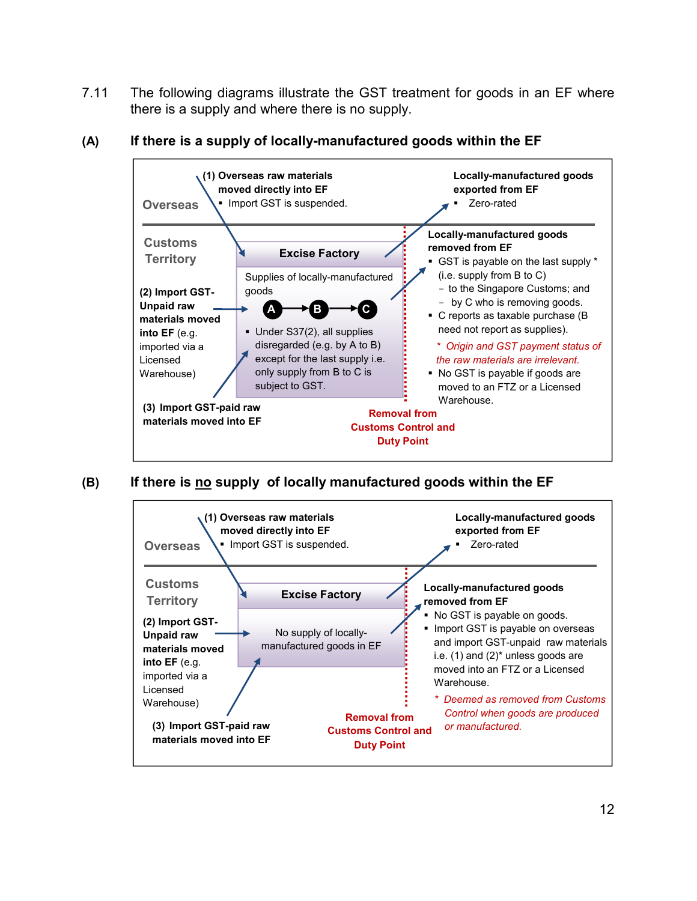7.11 The following diagrams illustrate the GST treatment for goods in an EF where there is a supply and where there is no supply.

### (A) If there is a supply of locally-manufactured goods within the EF

Overseas

**(1) Overseas raw materials moved directly into EF**
- Import GST is suspended.

**Locally-manufactured goods exported from EF**
- Zero-rated

Customs Territory

**Excise Factory**

Supplies of locally-manufactured goods

A → B → C

- Under S37(2), all supplies disregarded (e.g. by A to B) except for the last supply i.e. only supply from B to C is subject to GST.

**(2) Import GST-Unpaid raw materials moved into EF** (e.g. imported via a Licensed Warehouse)

**(3) Import GST-paid raw materials moved into EF**

**Locally-manufactured goods removed from EF**
- GST is payable on the last supply * (i.e. supply from B to C)
  - to the Singapore Customs; and
  - by C who is removing goods.
- C reports as taxable purchase (B need not report as supplies).

*\* Origin and GST payment status of the raw materials are irrelevant.*

- No GST is payable if goods are moved to an FTZ or a Licensed Warehouse.

**Removal from Customs Control and Duty Point**

### (B) If there is no supply of locally manufactured goods within the EF

Overseas

**(1) Overseas raw materials moved directly into EF**
- Import GST is suspended.

**Locally-manufactured goods exported from EF**
- Zero-rated

Customs Territory

**Excise Factory**

No supply of locally-manufactured goods in EF

**(2) Import GST-Unpaid raw materials moved into EF** (e.g. imported via a Licensed Warehouse)

**(3) Import GST-paid raw materials moved into EF**

**Locally-manufactured goods removed from EF**
- No GST is payable on goods.
- Import GST is payable on overseas and import GST-unpaid raw materials i.e. (1) and (2)* unless goods are moved into an FTZ or a Licensed Warehouse.

*\* Deemed as removed from Customs Control when goods are produced or manufactured.*

**Removal from Customs Control and Duty Point**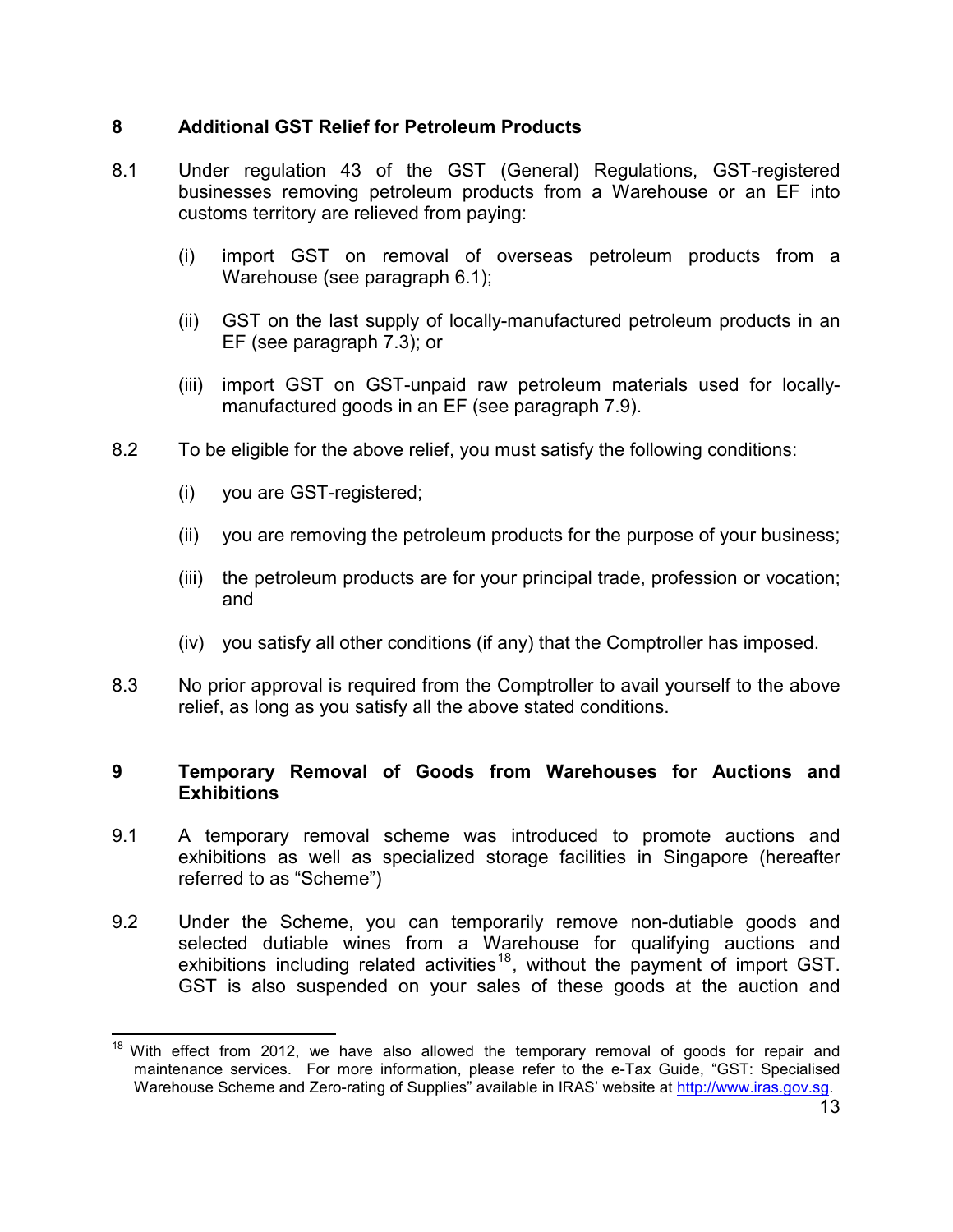## 8 Additional GST Relief for Petroleum Products

8.1 Under regulation 43 of the GST (General) Regulations, GST-registered businesses removing petroleum products from a Warehouse or an EF into customs territory are relieved from paying:

(i) import GST on removal of overseas petroleum products from a Warehouse (see paragraph 6.1);

(ii) GST on the last supply of locally-manufactured petroleum products in an EF (see paragraph 7.3); or

(iii) import GST on GST-unpaid raw petroleum materials used for locally-manufactured goods in an EF (see paragraph 7.9).

8.2 To be eligible for the above relief, you must satisfy the following conditions:

(i) you are GST-registered;

(ii) you are removing the petroleum products for the purpose of your business;

(iii) the petroleum products are for your principal trade, profession or vocation; and

(iv) you satisfy all other conditions (if any) that the Comptroller has imposed.

8.3 No prior approval is required from the Comptroller to avail yourself to the above relief, as long as you satisfy all the above stated conditions.

## 9 Temporary Removal of Goods from Warehouses for Auctions and Exhibitions

9.1 A temporary removal scheme was introduced to promote auctions and exhibitions as well as specialized storage facilities in Singapore (hereafter referred to as "Scheme")

9.2 Under the Scheme, you can temporarily remove non-dutiable goods and selected dutiable wines from a Warehouse for qualifying auctions and exhibitions including related activities[18], without the payment of import GST. GST is also suspended on your sales of these goods at the auction and

[18] With effect from 2012, we have also allowed the temporary removal of goods for repair and maintenance services. For more information, please refer to the e-Tax Guide, "GST: Specialised Warehouse Scheme and Zero-rating of Supplies" available in IRAS' website at http://www.iras.gov.sg.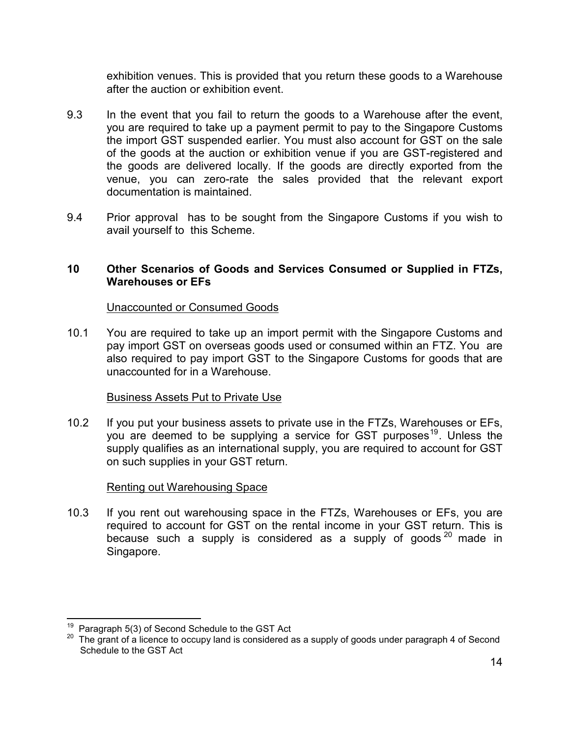exhibition venues. This is provided that you return these goods to a Warehouse after the auction or exhibition event.

9.3 In the event that you fail to return the goods to a Warehouse after the event, you are required to take up a payment permit to pay to the Singapore Customs the import GST suspended earlier. You must also account for GST on the sale of the goods at the auction or exhibition venue if you are GST-registered and the goods are delivered locally. If the goods are directly exported from the venue, you can zero-rate the sales provided that the relevant export documentation is maintained.

9.4 Prior approval has to be sought from the Singapore Customs if you wish to avail yourself to this Scheme.

## 10 Other Scenarios of Goods and Services Consumed or Supplied in FTZs, Warehouses or EFs

Unaccounted or Consumed Goods

10.1 You are required to take up an import permit with the Singapore Customs and pay import GST on overseas goods used or consumed within an FTZ. You are also required to pay import GST to the Singapore Customs for goods that are unaccounted for in a Warehouse.

Business Assets Put to Private Use

10.2 If you put your business assets to private use in the FTZs, Warehouses or EFs, you are deemed to be supplying a service for GST purposes[19]. Unless the supply qualifies as an international supply, you are required to account for GST on such supplies in your GST return.

Renting out Warehousing Space

10.3 If you rent out warehousing space in the FTZs, Warehouses or EFs, you are required to account for GST on the rental income in your GST return. This is because such a supply is considered as a supply of goods[20] made in Singapore.

---

[19] Paragraph 5(3) of Second Schedule to the GST Act

[20] The grant of a licence to occupy land is considered as a supply of goods under paragraph 4 of Second Schedule to the GST Act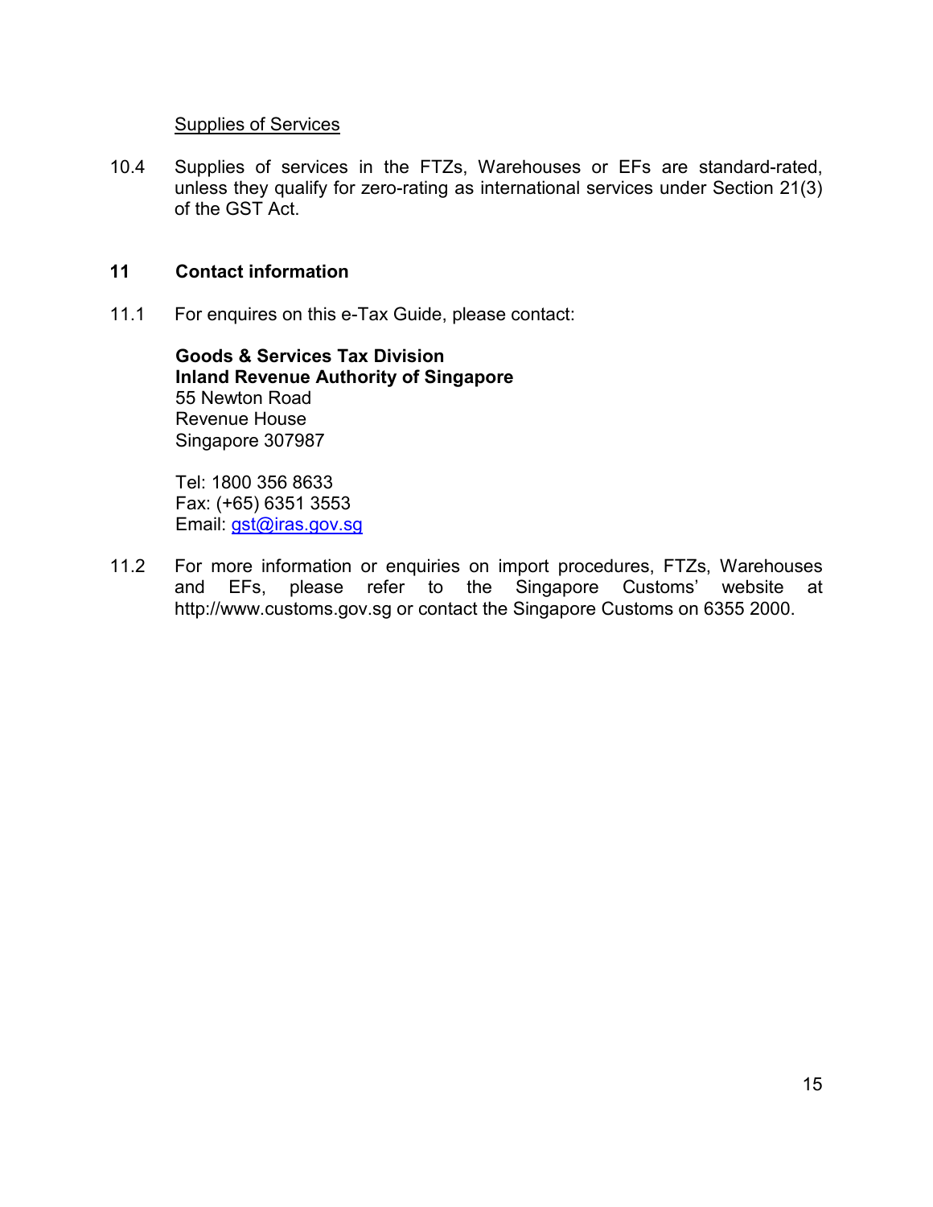<u>Supplies of Services</u>

10.4 Supplies of services in the FTZs, Warehouses or EFs are standard-rated, unless they qualify for zero-rating as international services under Section 21(3) of the GST Act.

## 11 Contact information

11.1 For enquires on this e-Tax Guide, please contact:

**Goods & Services Tax Division**
**Inland Revenue Authority of Singapore**
55 Newton Road
Revenue House
Singapore 307987

Tel: 1800 356 8633
Fax: (+65) 6351 3553
Email: gst@iras.gov.sg

11.2 For more information or enquiries on import procedures, FTZs, Warehouses and EFs, please refer to the Singapore Customs' website at http://www.customs.gov.sg or contact the Singapore Customs on 6355 2000.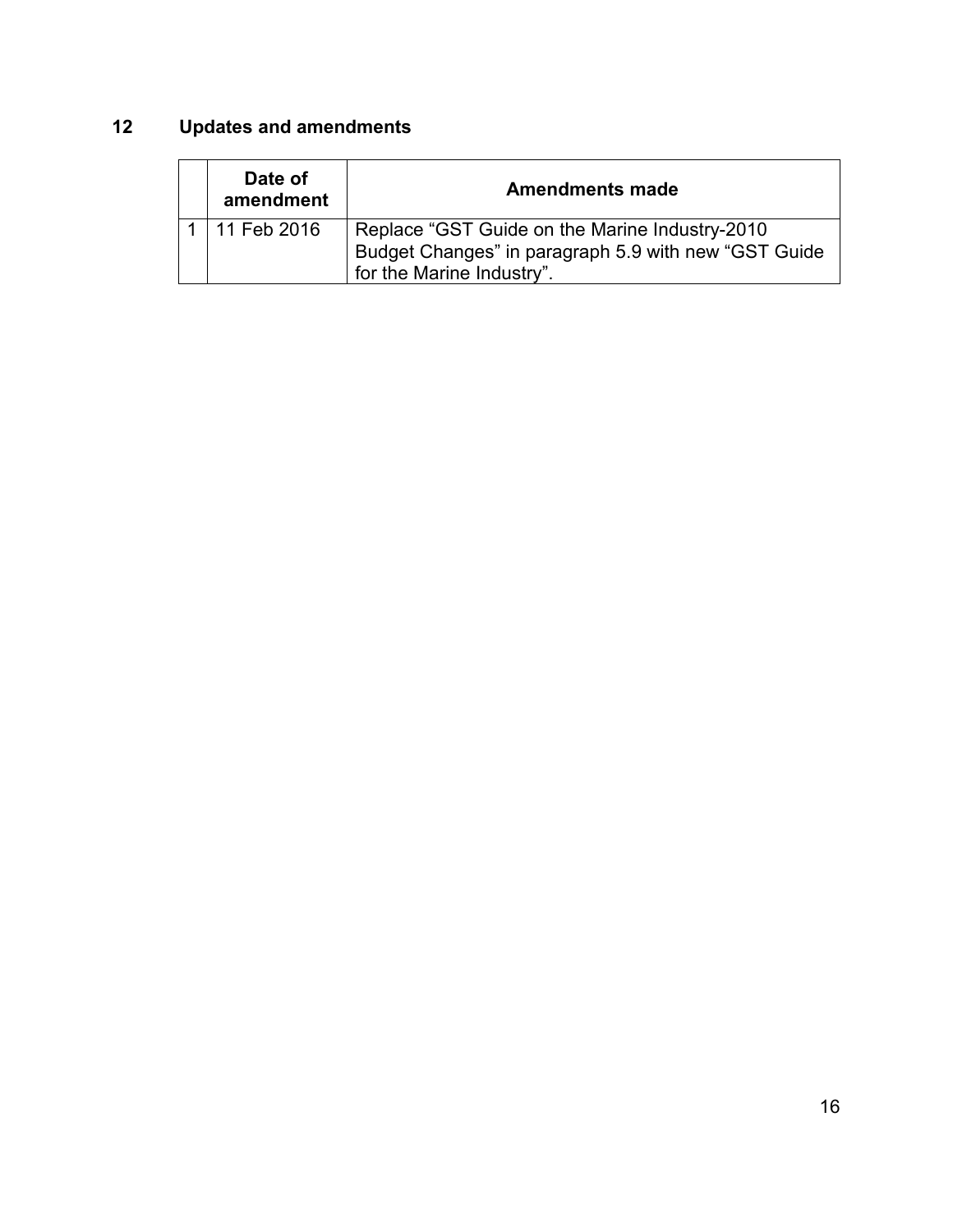## 12 Updates and amendments

| | Date of amendment | Amendments made |
|---|---|---|
| 1 | 11 Feb 2016 | Replace "GST Guide on the Marine Industry-2010 Budget Changes" in paragraph 5.9 with new "GST Guide for the Marine Industry". |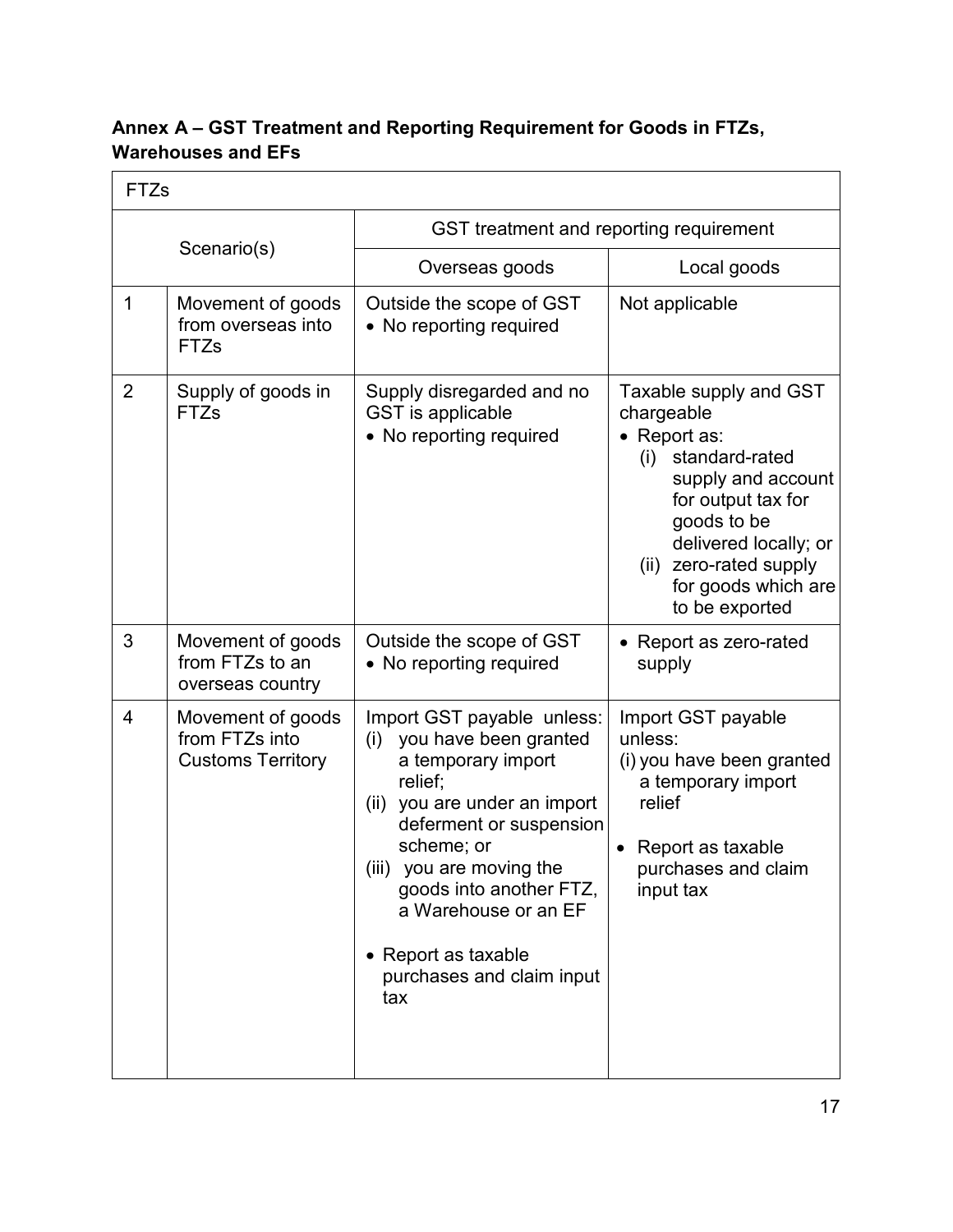## Annex A – GST Treatment and Reporting Requirement for Goods in FTZs, Warehouses and EFs

| FTZs | | | |
|---|---|---|---|
| Scenario(s) | | GST treatment and reporting requirement | |
| | | Overseas goods | Local goods |
| 1 | Movement of goods from overseas into FTZs | Outside the scope of GST<br>• No reporting required | Not applicable |
| 2 | Supply of goods in FTZs | Supply disregarded and no GST is applicable<br>• No reporting required | Taxable supply and GST chargeable<br>• Report as:<br>(i) standard-rated supply and account for output tax for goods to be delivered locally; or<br>(ii) zero-rated supply for goods which are to be exported |
| 3 | Movement of goods from FTZs to an overseas country | Outside the scope of GST<br>• No reporting required | • Report as zero-rated supply |
| 4 | Movement of goods from FTZs into Customs Territory | Import GST payable unless:<br>(i) you have been granted a temporary import relief;<br>(ii) you are under an import deferment or suspension scheme; or<br>(iii) you are moving the goods into another FTZ, a Warehouse or an EF<br><br>• Report as taxable purchases and claim input tax | Import GST payable unless:<br>(i) you have been granted a temporary import relief<br><br>• Report as taxable purchases and claim input tax |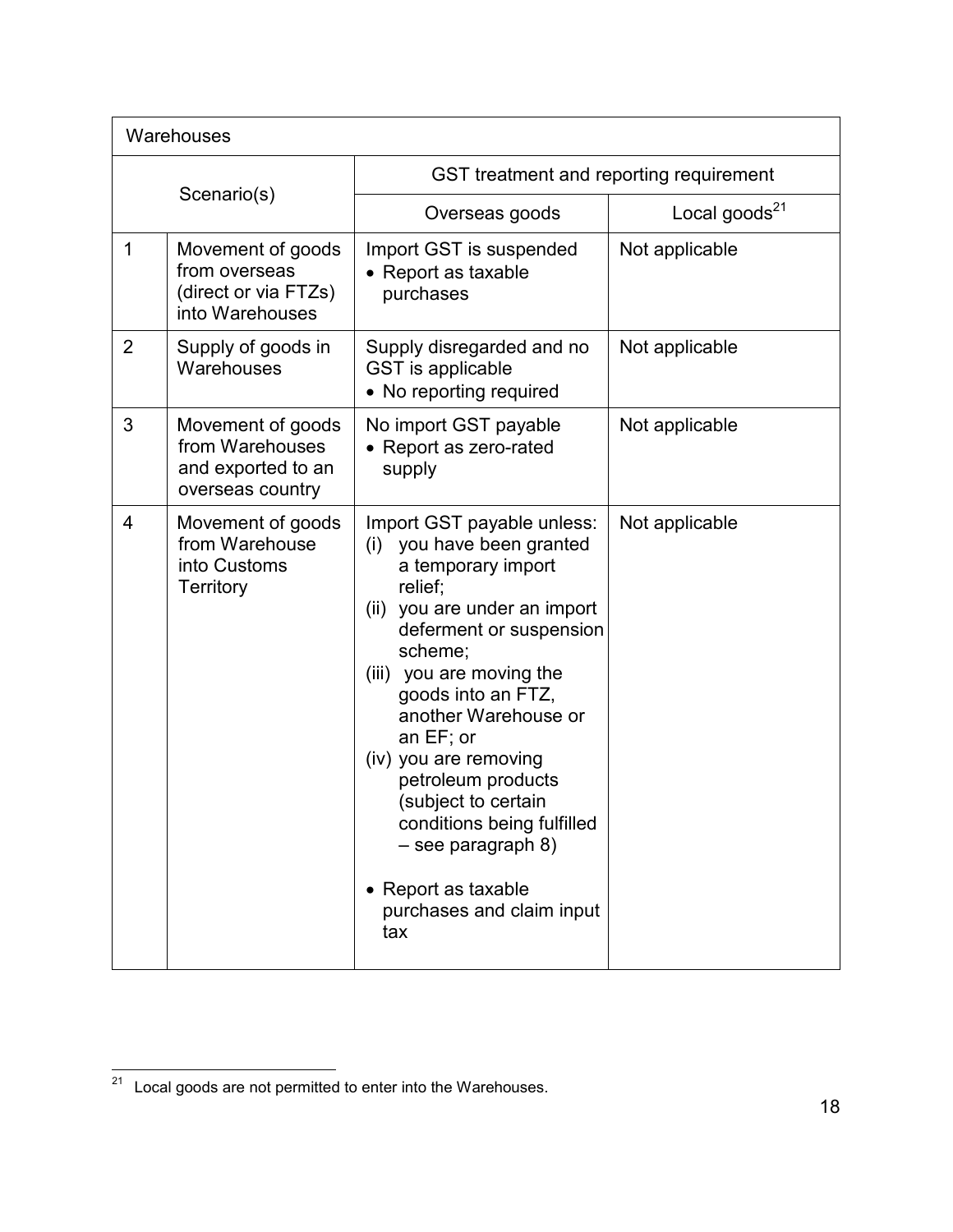| Warehouses | | | |
|---|---|---|---|
| Scenario(s) | | GST treatment and reporting requirement | |
| | | Overseas goods | Local goods[21] |
| 1 | Movement of goods from overseas (direct or via FTZs) into Warehouses | Import GST is suspended<br>• Report as taxable purchases | Not applicable |
| 2 | Supply of goods in Warehouses | Supply disregarded and no GST is applicable<br>• No reporting required | Not applicable |
| 3 | Movement of goods from Warehouses and exported to an overseas country | No import GST payable<br>• Report as zero-rated supply | Not applicable |
| 4 | Movement of goods from Warehouse into Customs Territory | Import GST payable unless:<br>(i) you have been granted a temporary import relief;<br>(ii) you are under an import deferment or suspension scheme;<br>(iii) you are moving the goods into an FTZ, another Warehouse or an EF; or<br>(iv) you are removing petroleum products (subject to certain conditions being fulfilled – see paragraph 8)<br><br>• Report as taxable purchases and claim input tax | Not applicable |

[21] Local goods are not permitted to enter into the Warehouses.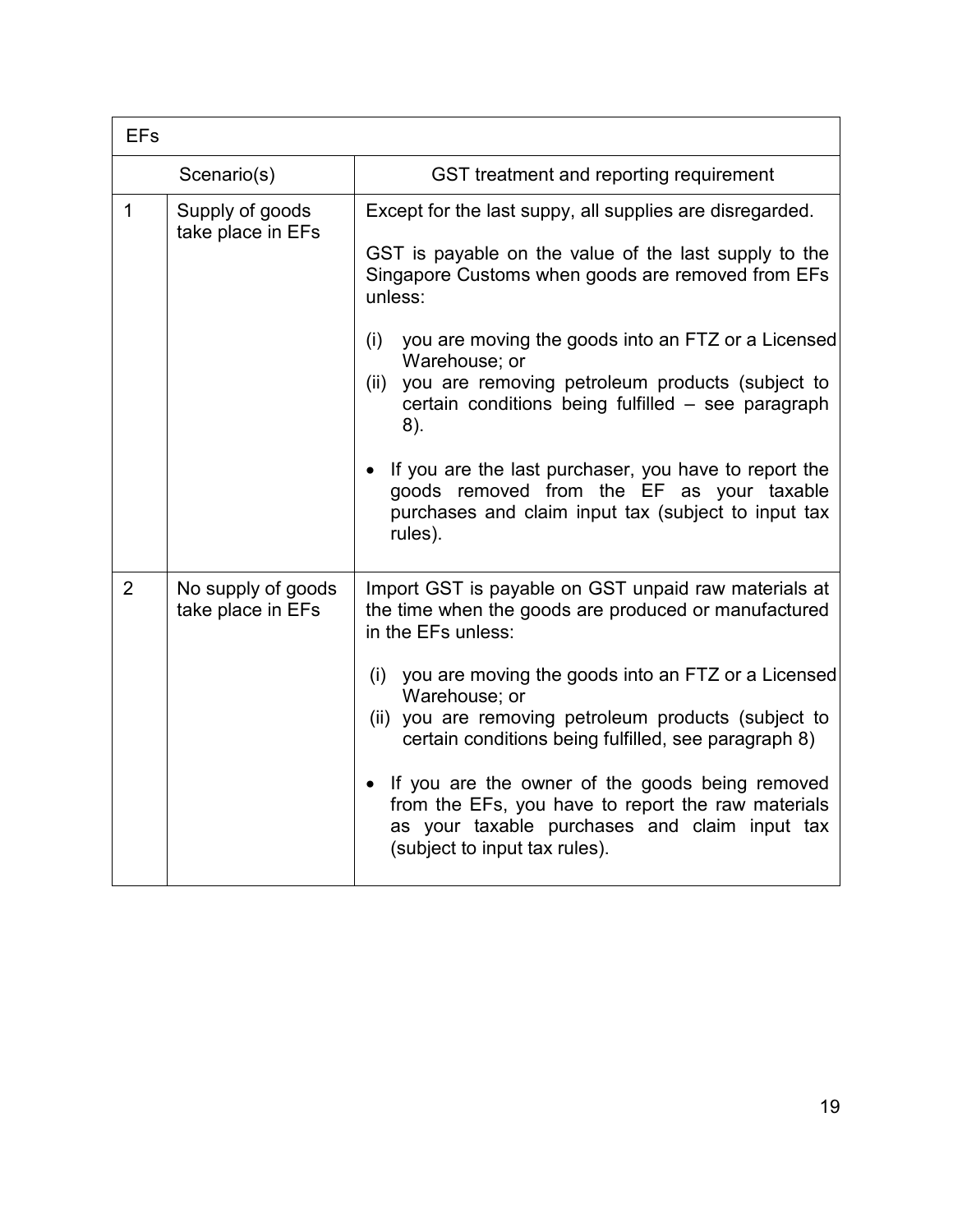| EFs | | |
|---|---|---|
| Scenario(s) | | GST treatment and reporting requirement |
| 1 | Supply of goods take place in EFs | Except for the last suppy, all supplies are disregarded.<br><br>GST is payable on the value of the last supply to the Singapore Customs when goods are removed from EFs unless:<br><br>(i) you are moving the goods into an FTZ or a Licensed Warehouse; or<br>(ii) you are removing petroleum products (subject to certain conditions being fulfilled – see paragraph 8).<br><br>• If you are the last purchaser, you have to report the goods removed from the EF as your taxable purchases and claim input tax (subject to input tax rules). |
| 2 | No supply of goods take place in EFs | Import GST is payable on GST unpaid raw materials at the time when the goods are produced or manufactured in the EFs unless:<br><br>(i) you are moving the goods into an FTZ or a Licensed Warehouse; or<br>(ii) you are removing petroleum products (subject to certain conditions being fulfilled, see paragraph 8)<br><br>• If you are the owner of the goods being removed from the EFs, you have to report the raw materials as your taxable purchases and claim input tax (subject to input tax rules). |